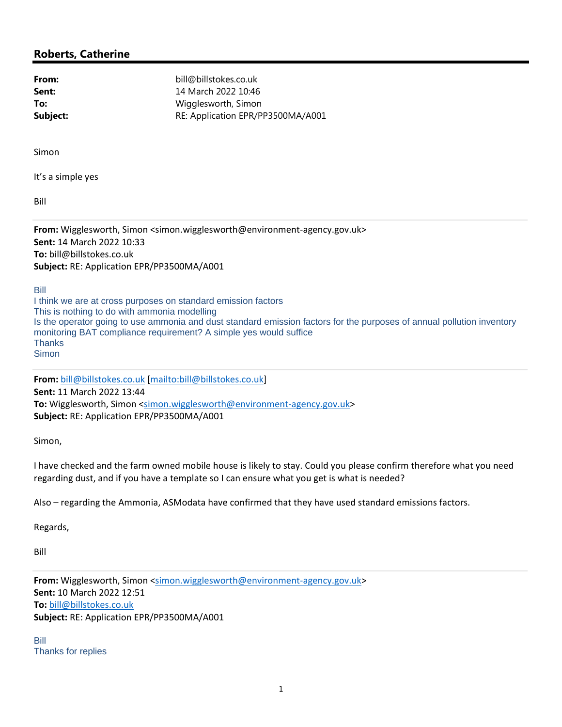## Roberts, Catherine

**From:** bill@billstokes.co.uk
**Sent:** 14 March 2022 10:46
**To:** Wigglesworth, Simon
**Subject:** RE: Application EPR/PP3500MA/A001

Simon

It's a simple yes

Bill

---

**From:** Wigglesworth, Simon <simon.wigglesworth@environment-agency.gov.uk>
**Sent:** 14 March 2022 10:33
**To:** bill@billstokes.co.uk
**Subject:** RE: Application EPR/PP3500MA/A001

Bill
I think we are at cross purposes on standard emission factors
This is nothing to do with ammonia modelling
Is the operator going to use ammonia and dust standard emission factors for the purposes of annual pollution inventory monitoring BAT compliance requirement? A simple yes would suffice
Thanks
Simon

---

**From:** bill@billstokes.co.uk [mailto:bill@billstokes.co.uk]
**Sent:** 11 March 2022 13:44
**To:** Wigglesworth, Simon <simon.wigglesworth@environment-agency.gov.uk>
**Subject:** RE: Application EPR/PP3500MA/A001

Simon,

I have checked and the farm owned mobile house is likely to stay. Could you please confirm therefore what you need regarding dust, and if you have a template so I can ensure what you get is what is needed?

Also – regarding the Ammonia, ASModata have confirmed that they have used standard emissions factors.

Regards,

Bill

---

**From:** Wigglesworth, Simon <simon.wigglesworth@environment-agency.gov.uk>
**Sent:** 10 March 2022 12:51
**To:** bill@billstokes.co.uk
**Subject:** RE: Application EPR/PP3500MA/A001

Bill
Thanks for replies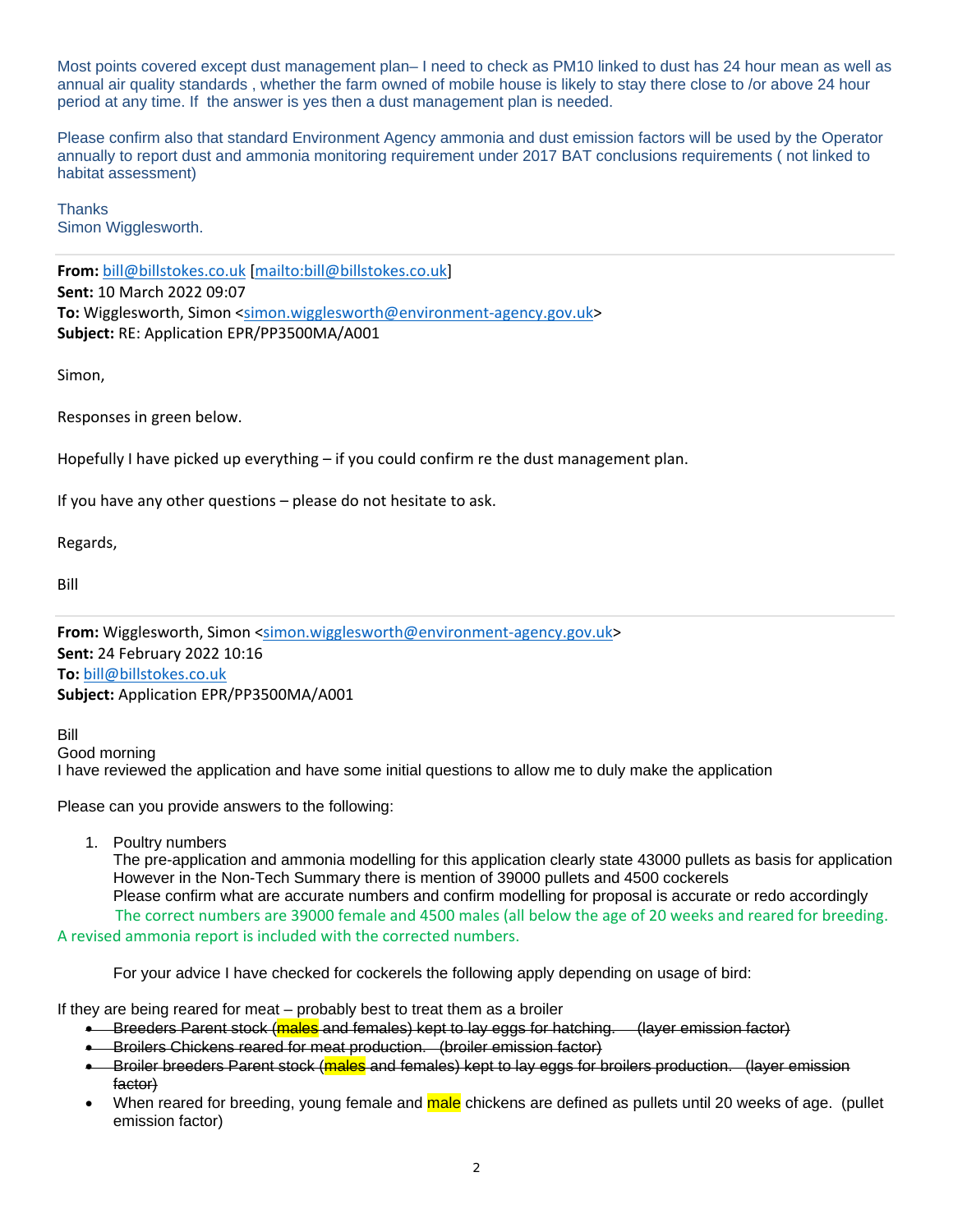Most points covered except dust management plan– I need to check as PM10 linked to dust has 24 hour mean as well as annual air quality standards , whether the farm owned of mobile house is likely to stay there close to /or above 24 hour period at any time. If the answer is yes then a dust management plan is needed.

Please confirm also that standard Environment Agency ammonia and dust emission factors will be used by the Operator annually to report dust and ammonia monitoring requirement under 2017 BAT conclusions requirements ( not linked to habitat assessment)

Thanks
Simon Wigglesworth.

---

**From:** bill@billstokes.co.uk [mailto:bill@billstokes.co.uk]
**Sent:** 10 March 2022 09:07
**To:** Wigglesworth, Simon <simon.wigglesworth@environment-agency.gov.uk>
**Subject:** RE: Application EPR/PP3500MA/A001

Simon,

Responses in green below.

Hopefully I have picked up everything – if you could confirm re the dust management plan.

If you have any other questions – please do not hesitate to ask.

Regards,

Bill

---

**From:** Wigglesworth, Simon <simon.wigglesworth@environment-agency.gov.uk>
**Sent:** 24 February 2022 10:16
**To:** bill@billstokes.co.uk
**Subject:** Application EPR/PP3500MA/A001

Bill
Good morning
I have reviewed the application and have some initial questions to allow me to duly make the application

Please can you provide answers to the following:

1. Poultry numbers
   The pre-application and ammonia modelling for this application clearly state 43000 pullets as basis for application However in the Non-Tech Summary there is mention of 39000 pullets and 4500 cockerels
   Please confirm what are accurate numbers and confirm modelling for proposal is accurate or redo accordingly
   The correct numbers are 39000 female and 4500 males (all below the age of 20 weeks and reared for breeding. A revised ammonia report is included with the corrected numbers.

   For your advice I have checked for cockerels the following apply depending on usage of bird:

If they are being reared for meat – probably best to treat them as a broiler

- ~~Breeders Parent stock (males and females) kept to lay eggs for hatching. (layer emission factor)~~
- ~~Broilers Chickens reared for meat production. (broiler emission factor)~~
- ~~Broiler breeders Parent stock (males and females) kept to lay eggs for broilers production. (layer emission factor)~~
- When reared for breeding, young female and male chickens are defined as pullets until 20 weeks of age. (pullet emission factor)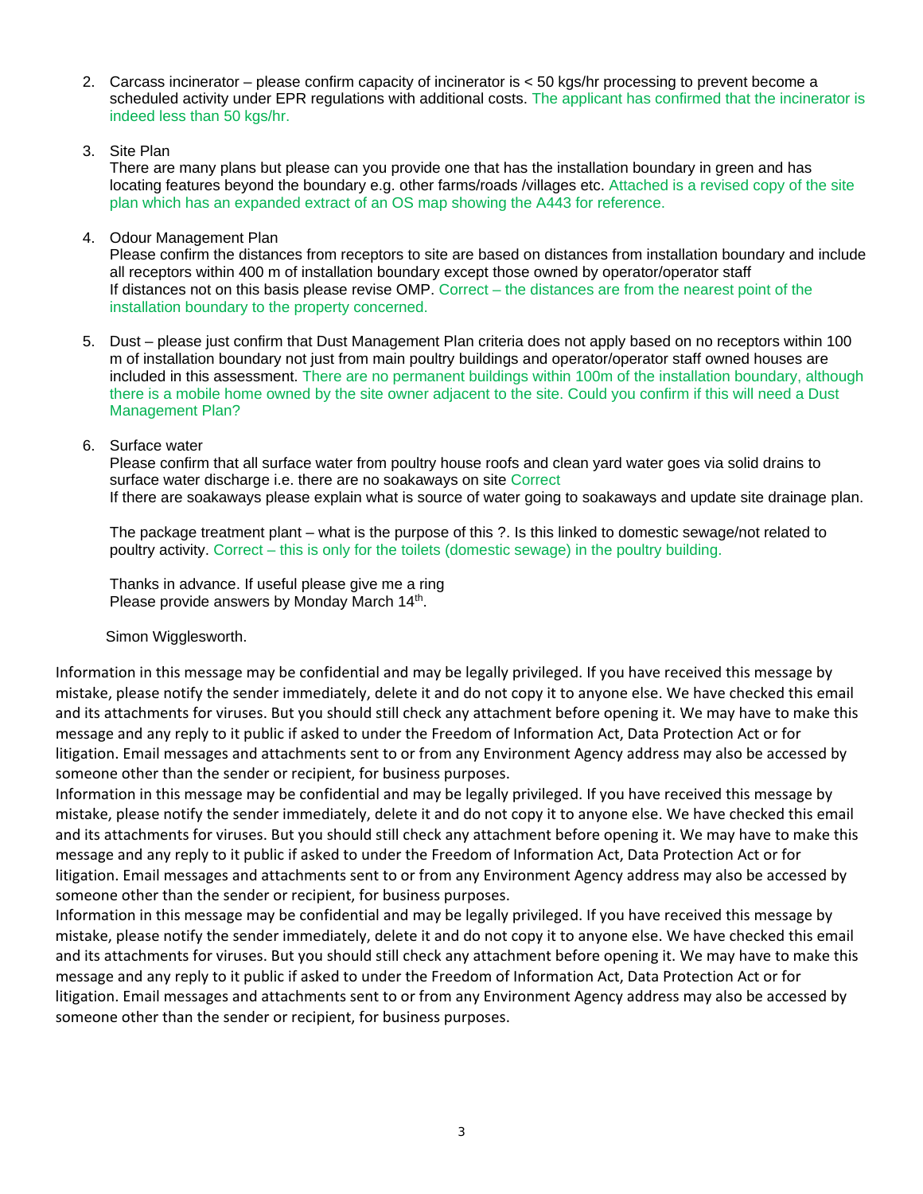2. Carcass incinerator – please confirm capacity of incinerator is < 50 kgs/hr processing to prevent become a scheduled activity under EPR regulations with additional costs. The applicant has confirmed that the incinerator is indeed less than 50 kgs/hr.

3. Site Plan
   There are many plans but please can you provide one that has the installation boundary in green and has locating features beyond the boundary e.g. other farms/roads /villages etc. Attached is a revised copy of the site plan which has an expanded extract of an OS map showing the A443 for reference.

4. Odour Management Plan
   Please confirm the distances from receptors to site are based on distances from installation boundary and include all receptors within 400 m of installation boundary except those owned by operator/operator staff
   If distances not on this basis please revise OMP. Correct – the distances are from the nearest point of the installation boundary to the property concerned.

5. Dust – please just confirm that Dust Management Plan criteria does not apply based on no receptors within 100 m of installation boundary not just from main poultry buildings and operator/operator staff owned houses are included in this assessment. There are no permanent buildings within 100m of the installation boundary, although there is a mobile home owned by the site owner adjacent to the site. Could you confirm if this will need a Dust Management Plan?

6. Surface water
   Please confirm that all surface water from poultry house roofs and clean yard water goes via solid drains to surface water discharge i.e. there are no soakaways on site Correct
   If there are soakaways please explain what is source of water going to soakaways and update site drainage plan.

   The package treatment plant – what is the purpose of this ?. Is this linked to domestic sewage/not related to poultry activity. Correct – this is only for the toilets (domestic sewage) in the poultry building.

   Thanks in advance. If useful please give me a ring
   Please provide answers by Monday March 14th.

Simon Wigglesworth.

Information in this message may be confidential and may be legally privileged. If you have received this message by mistake, please notify the sender immediately, delete it and do not copy it to anyone else. We have checked this email and its attachments for viruses. But you should still check any attachment before opening it. We may have to make this message and any reply to it public if asked to under the Freedom of Information Act, Data Protection Act or for litigation. Email messages and attachments sent to or from any Environment Agency address may also be accessed by someone other than the sender or recipient, for business purposes.
Information in this message may be confidential and may be legally privileged. If you have received this message by mistake, please notify the sender immediately, delete it and do not copy it to anyone else. We have checked this email and its attachments for viruses. But you should still check any attachment before opening it. We may have to make this message and any reply to it public if asked to under the Freedom of Information Act, Data Protection Act or for litigation. Email messages and attachments sent to or from any Environment Agency address may also be accessed by someone other than the sender or recipient, for business purposes.
Information in this message may be confidential and may be legally privileged. If you have received this message by mistake, please notify the sender immediately, delete it and do not copy it to anyone else. We have checked this email and its attachments for viruses. But you should still check any attachment before opening it. We may have to make this message and any reply to it public if asked to under the Freedom of Information Act, Data Protection Act or for litigation. Email messages and attachments sent to or from any Environment Agency address may also be accessed by someone other than the sender or recipient, for business purposes.